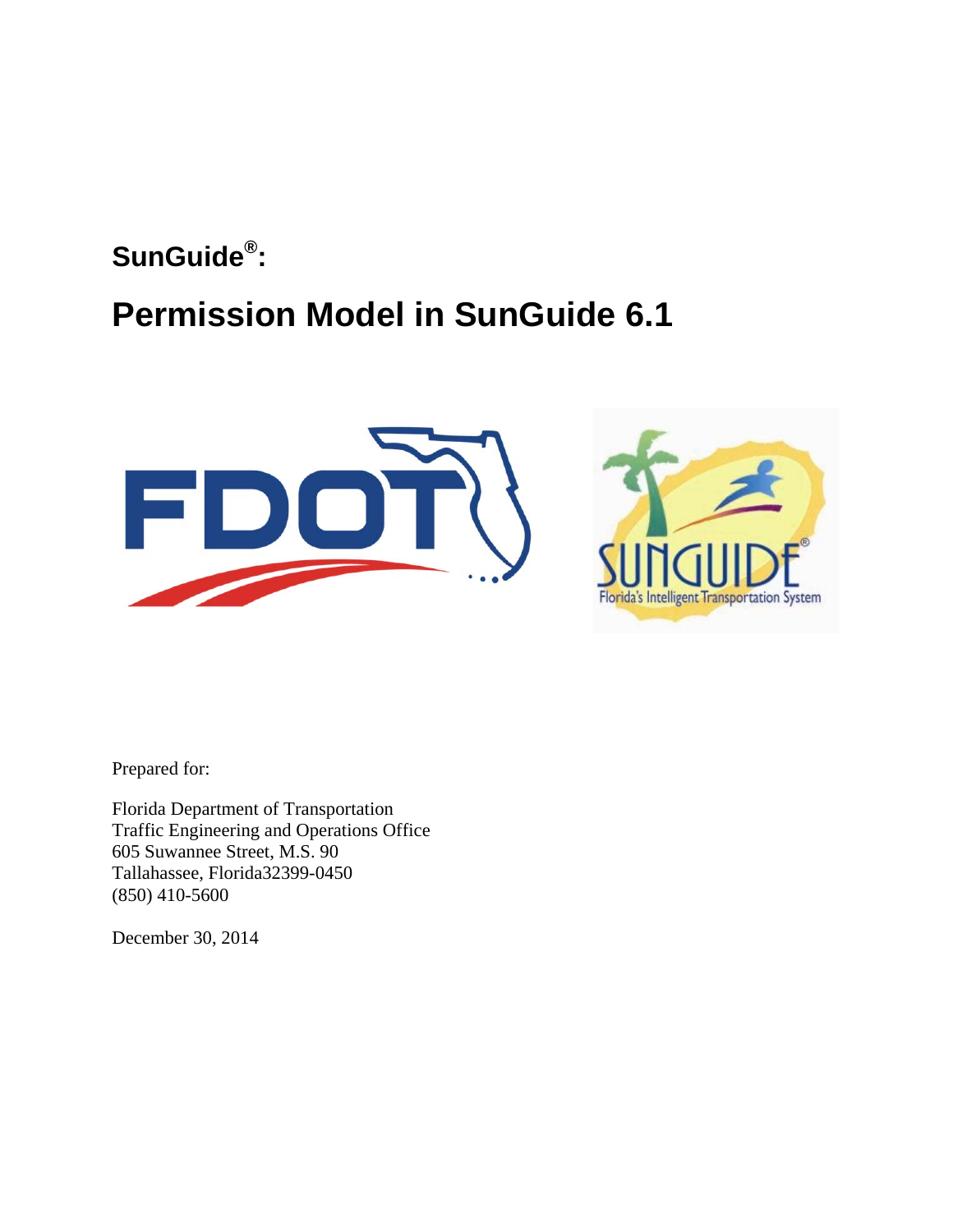**SunGuide®:**

# Permission Model in SunGuide 6.1

Prepared for:

Florida Department of Transportation
Traffic Engineering and Operations Office
605 Suwannee Street, M.S. 90
Tallahassee, Florida32399-0450
(850) 410-5600

December 30, 2014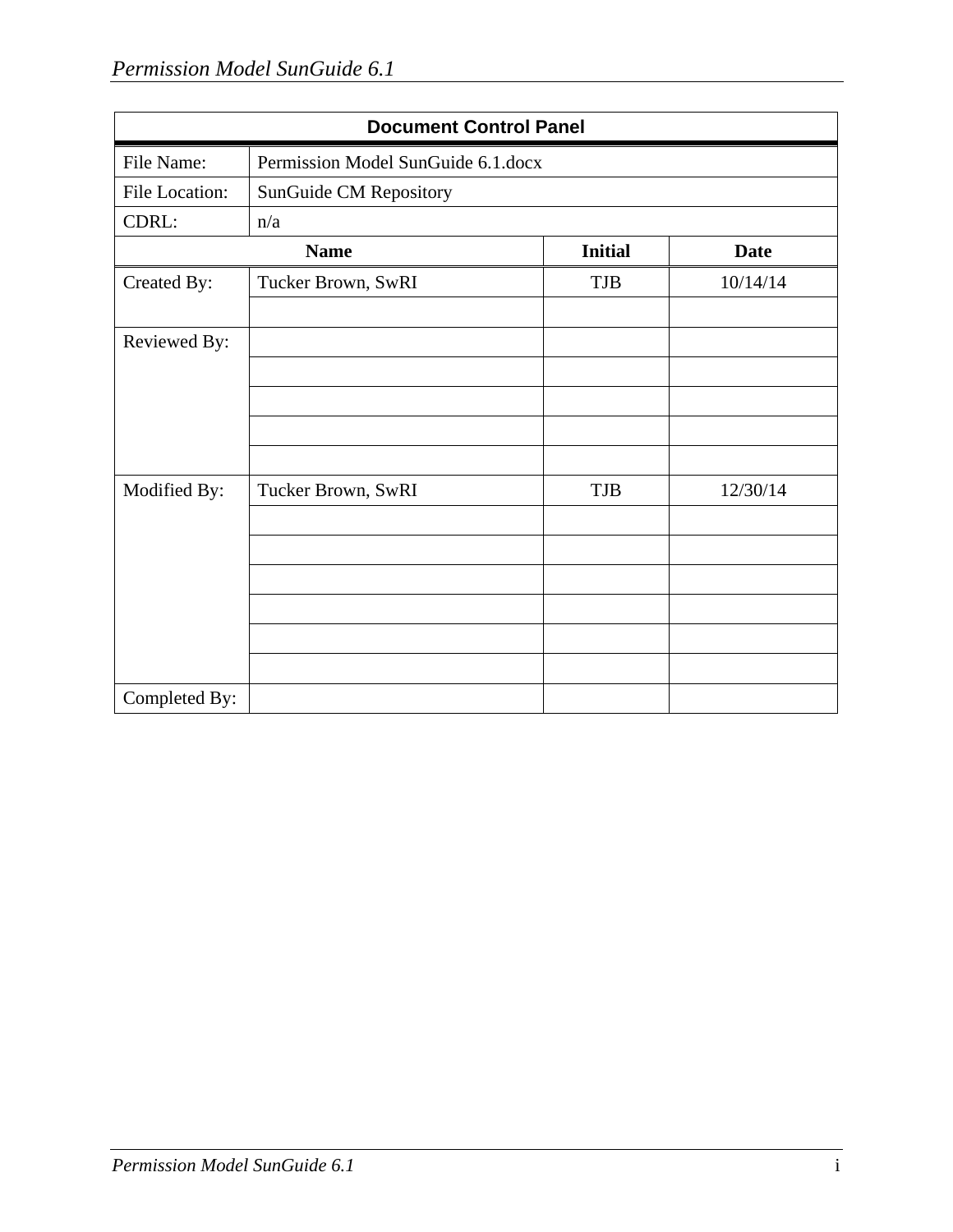| Document Control Panel | | | |
|---|---|---|---|
| File Name: | Permission Model SunGuide 6.1.docx | | |
| File Location: | SunGuide CM Repository | | |
| CDRL: | n/a | | |
| **Name** | | **Initial** | **Date** |
| Created By: | Tucker Brown, SwRI | TJB | 10/14/14 |
| | | | |
| Reviewed By: | | | |
| | | | |
| | | | |
| | | | |
| | | | |
| Modified By: | Tucker Brown, SwRI | TJB | 12/30/14 |
| | | | |
| | | | |
| | | | |
| | | | |
| | | | |
| | | | |
| Completed By: | | | |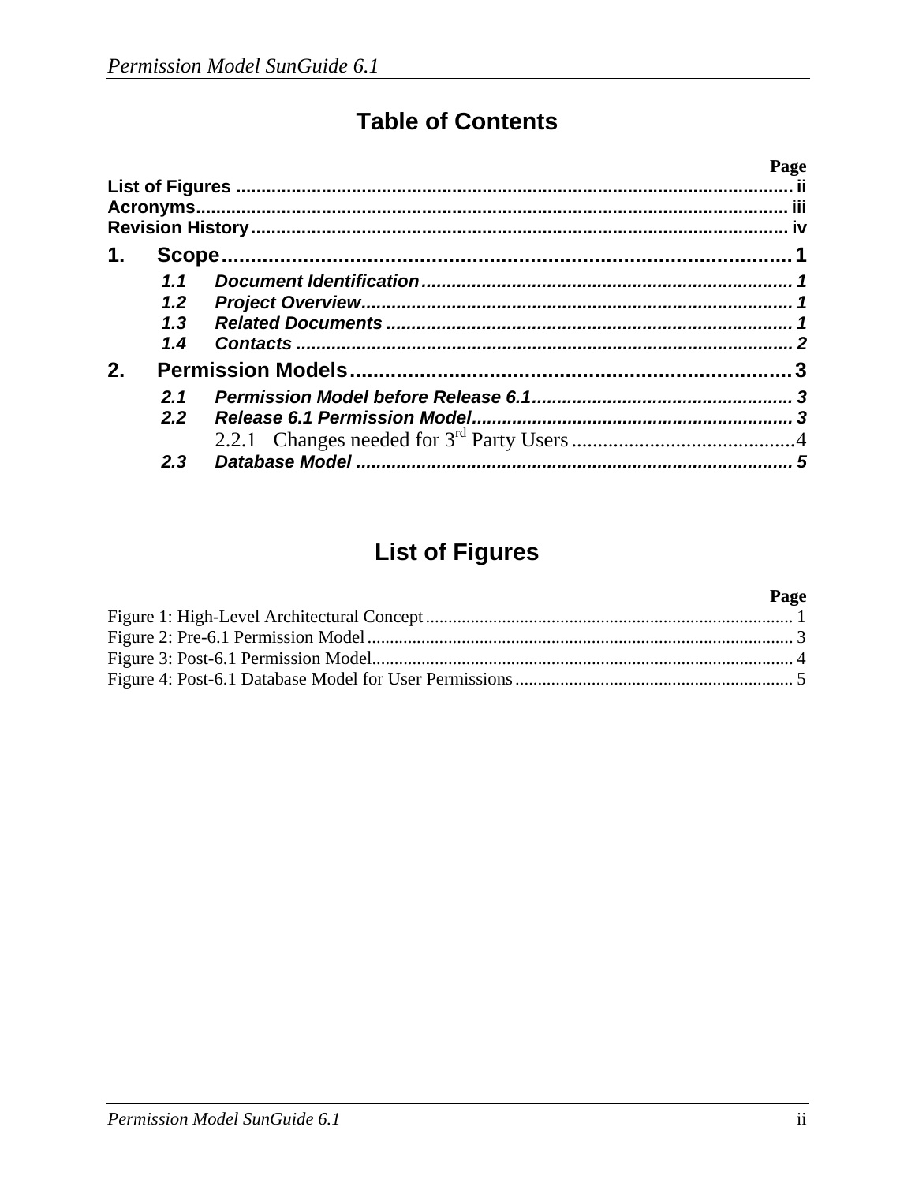# Table of Contents

| | Page |
|---|---|
| **List of Figures** | **ii** |
| **Acronyms** | **iii** |
| **Revision History** | **iv** |
| **1. Scope** | **1** |
| ***1.1 Document Identification*** | ***1*** |
| ***1.2 Project Overview*** | ***1*** |
| ***1.3 Related Documents*** | ***1*** |
| ***1.4 Contacts*** | ***2*** |
| **2. Permission Models** | **3** |
| ***2.1 Permission Model before Release 6.1*** | ***3*** |
| ***2.2 Release 6.1 Permission Model*** | ***3*** |
| 2.2.1 Changes needed for 3rd Party Users | 4 |
| ***2.3 Database Model*** | ***5*** |

# List of Figures

| | Page |
|---|---|
| Figure 1: High-Level Architectural Concept | 1 |
| Figure 2: Pre-6.1 Permission Model | 3 |
| Figure 3: Post-6.1 Permission Model | 4 |
| Figure 4: Post-6.1 Database Model for User Permissions | 5 |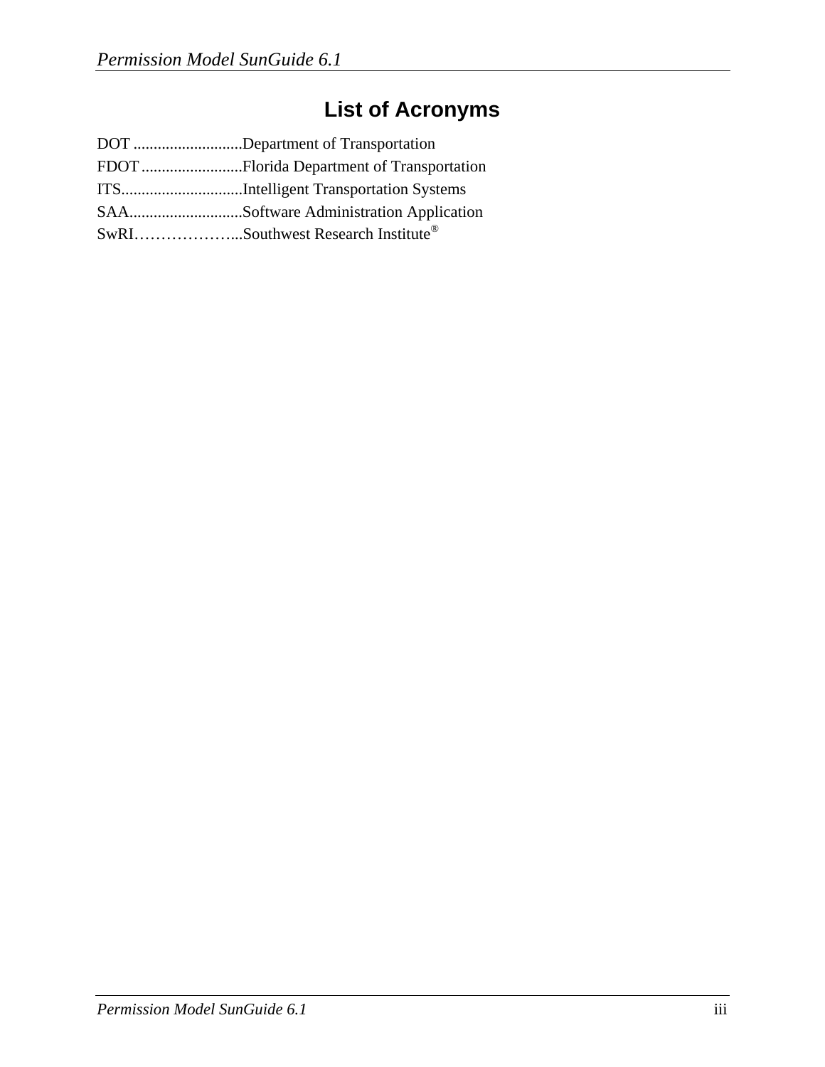# List of Acronyms

DOT ...........................Department of Transportation
FDOT .........................Florida Department of Transportation
ITS..............................Intelligent Transportation Systems
SAA............................Software Administration Application
SwRI………………...Southwest Research Institute®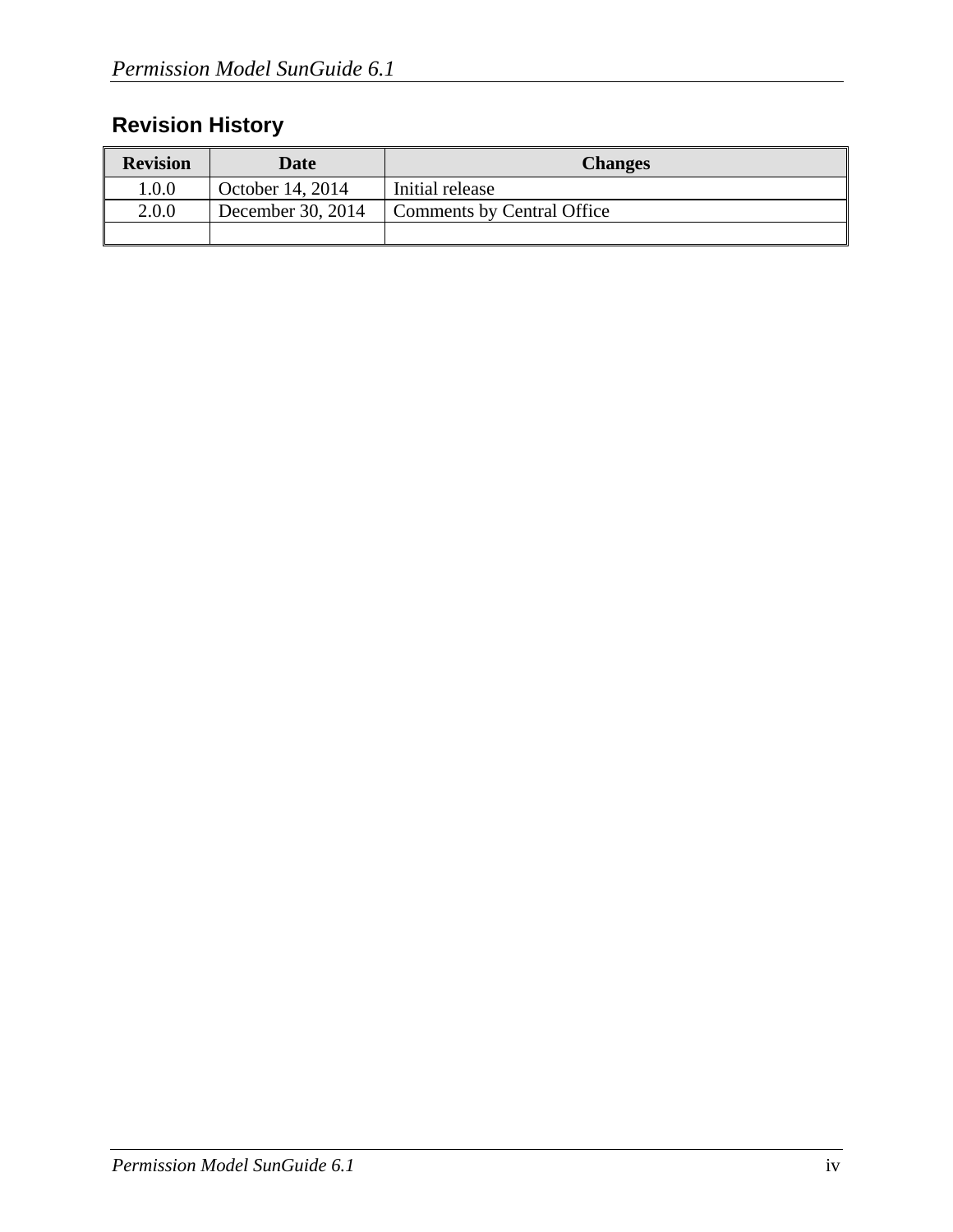## Revision History

| Revision | Date | Changes |
|---|---|---|
| 1.0.0 | October 14, 2014 | Initial release |
| 2.0.0 | December 30, 2014 | Comments by Central Office |
| | | |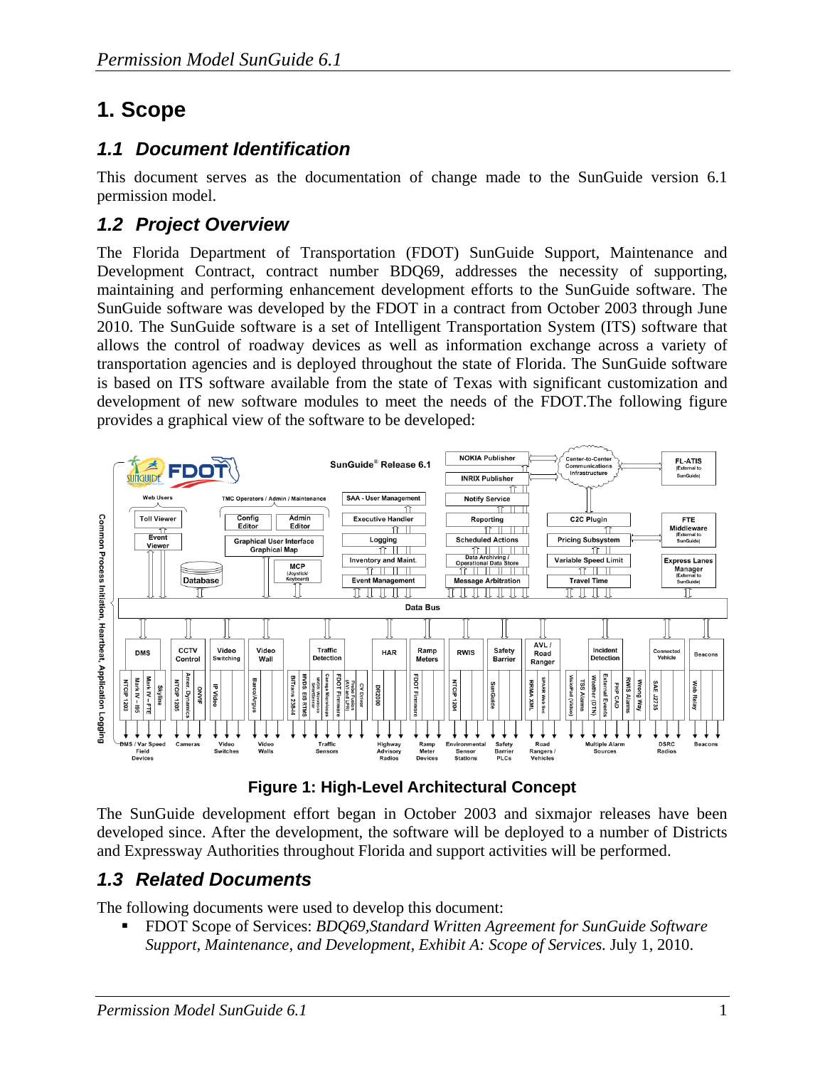# 1. Scope

## 1.1 Document Identification

This document serves as the documentation of change made to the SunGuide version 6.1 permission model.

## 1.2 Project Overview

The Florida Department of Transportation (FDOT) SunGuide Support, Maintenance and Development Contract, contract number BDQ69, addresses the necessity of supporting, maintaining and performing enhancement development efforts to the SunGuide software. The SunGuide software was developed by the FDOT in a contract from October 2003 through June 2010. The SunGuide software is a set of Intelligent Transportation System (ITS) software that allows the control of roadway devices as well as information exchange across a variety of transportation agencies and is deployed throughout the state of Florida. The SunGuide software is based on ITS software available from the state of Texas with significant customization and development of new software modules to meet the needs of the FDOT.The following figure provides a graphical view of the software to be developed:

**Figure 1: High-Level Architectural Concept**

The SunGuide development effort began in October 2003 and sixmajor releases have been developed since. After the development, the software will be deployed to a number of Districts and Expressway Authorities throughout Florida and support activities will be performed.

## 1.3 Related Documents

The following documents were used to develop this document:

- FDOT Scope of Services: *BDQ69,Standard Written Agreement for SunGuide Software Support, Maintenance, and Development, Exhibit A: Scope of Services.* July 1, 2010.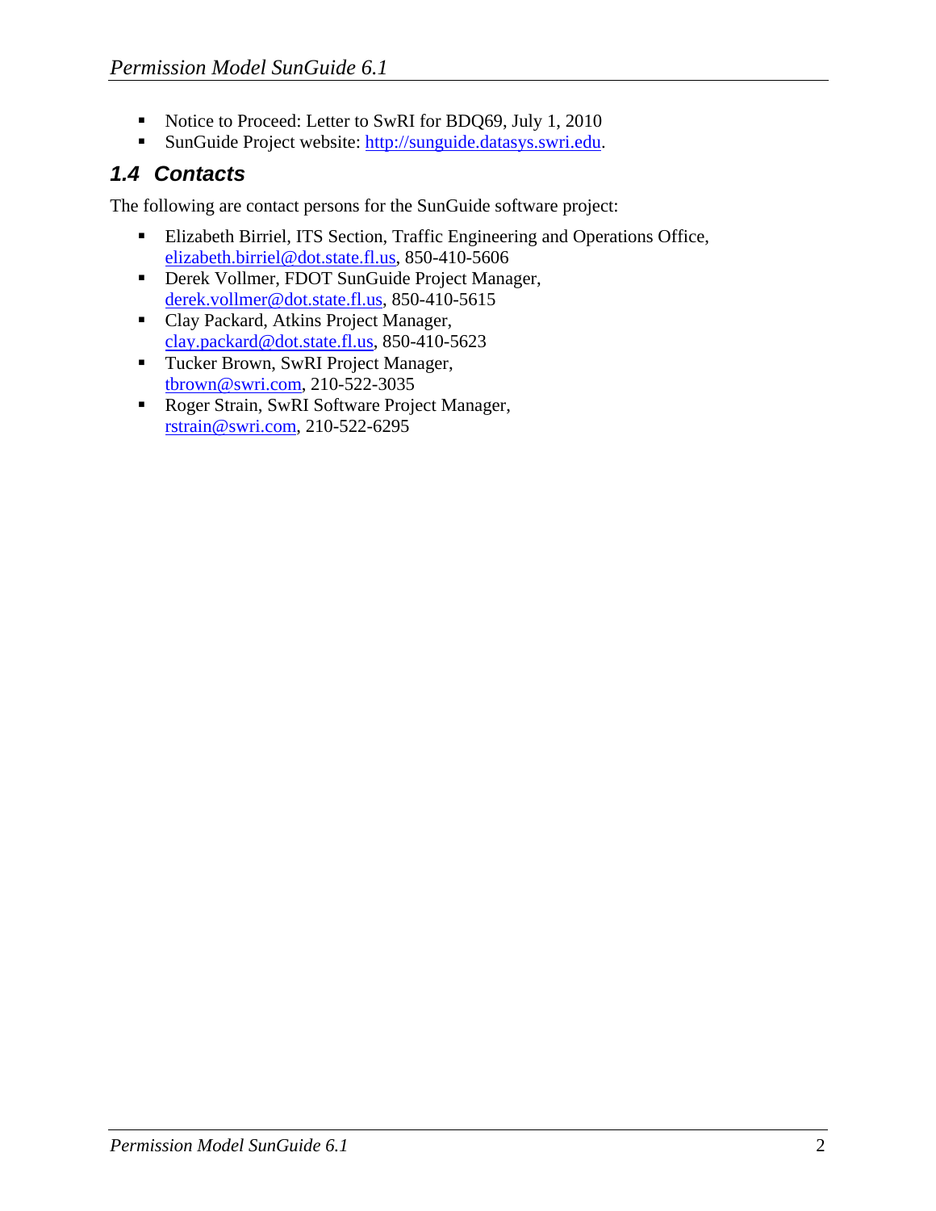- Notice to Proceed: Letter to SwRI for BDQ69, July 1, 2010
- SunGuide Project website: http://sunguide.datasys.swri.edu.

## 1.4 Contacts

The following are contact persons for the SunGuide software project:

- Elizabeth Birriel, ITS Section, Traffic Engineering and Operations Office, elizabeth.birriel@dot.state.fl.us, 850-410-5606
- Derek Vollmer, FDOT SunGuide Project Manager, derek.vollmer@dot.state.fl.us, 850-410-5615
- Clay Packard, Atkins Project Manager, clay.packard@dot.state.fl.us, 850-410-5623
- Tucker Brown, SwRI Project Manager, tbrown@swri.com, 210-522-3035
- Roger Strain, SwRI Software Project Manager, rstrain@swri.com, 210-522-6295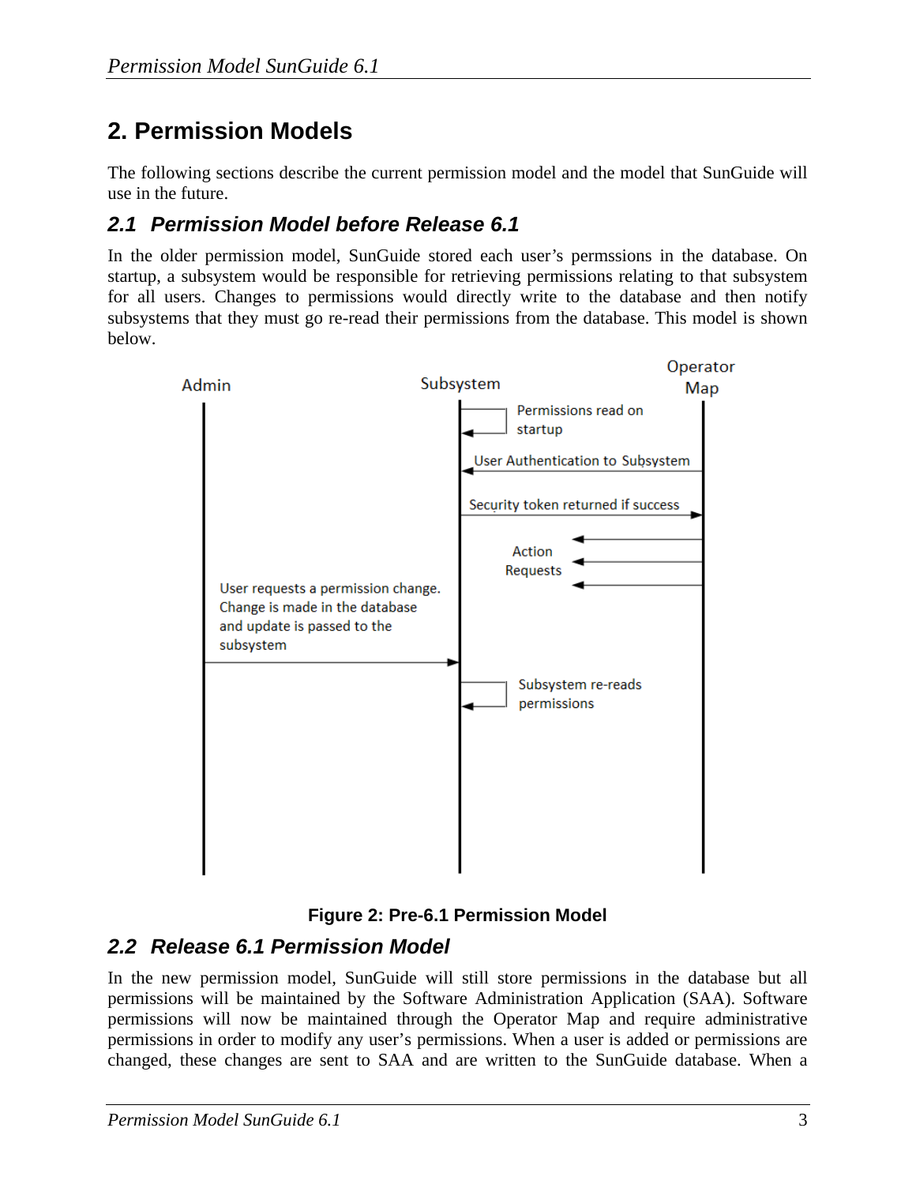# 2. Permission Models

The following sections describe the current permission model and the model that SunGuide will use in the future.

## 2.1 Permission Model before Release 6.1

In the older permission model, SunGuide stored each user's permssions in the database. On startup, a subsystem would be responsible for retrieving permissions relating to that subsystem for all users. Changes to permissions would directly write to the database and then notify subsystems that they must go re-read their permissions from the database. This model is shown below.

Admin | Subsystem | Operator Map

Permissions read on startup

User Authentication to Subsystem

Security token returned if success

Action Requests

User requests a permission change. Change is made in the database and update is passed to the subsystem

Subsystem re-reads permissions

**Figure 2: Pre-6.1 Permission Model**

## 2.2 Release 6.1 Permission Model

In the new permission model, SunGuide will still store permissions in the database but all permissions will be maintained by the Software Administration Application (SAA). Software permissions will now be maintained through the Operator Map and require administrative permissions in order to modify any user's permissions. When a user is added or permissions are changed, these changes are sent to SAA and are written to the SunGuide database. When a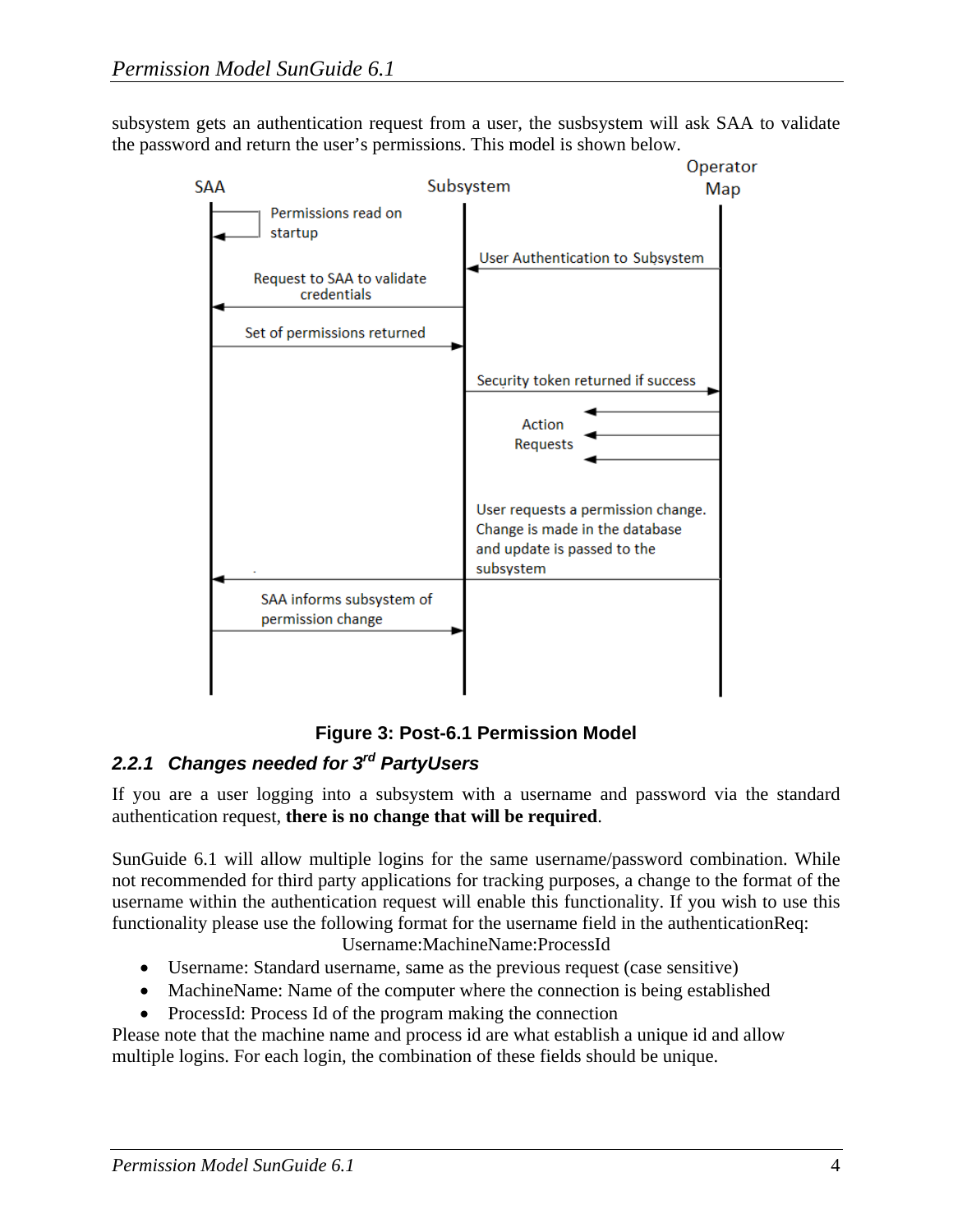subsystem gets an authentication request from a user, the susbsystem will ask SAA to validate the password and return the user's permissions. This model is shown below.

**Figure 3: Post-6.1 Permission Model**

### 2.2.1 Changes needed for 3rd PartyUsers

If you are a user logging into a subsystem with a username and password via the standard authentication request, **there is no change that will be required**.

SunGuide 6.1 will allow multiple logins for the same username/password combination. While not recommended for third party applications for tracking purposes, a change to the format of the username within the authentication request will enable this functionality. If you wish to use this functionality please use the following format for the username field in the authenticationReq:

Username:MachineName:ProcessId

- Username: Standard username, same as the previous request (case sensitive)
- MachineName: Name of the computer where the connection is being established
- ProcessId: Process Id of the program making the connection

Please note that the machine name and process id are what establish a unique id and allow multiple logins. For each login, the combination of these fields should be unique.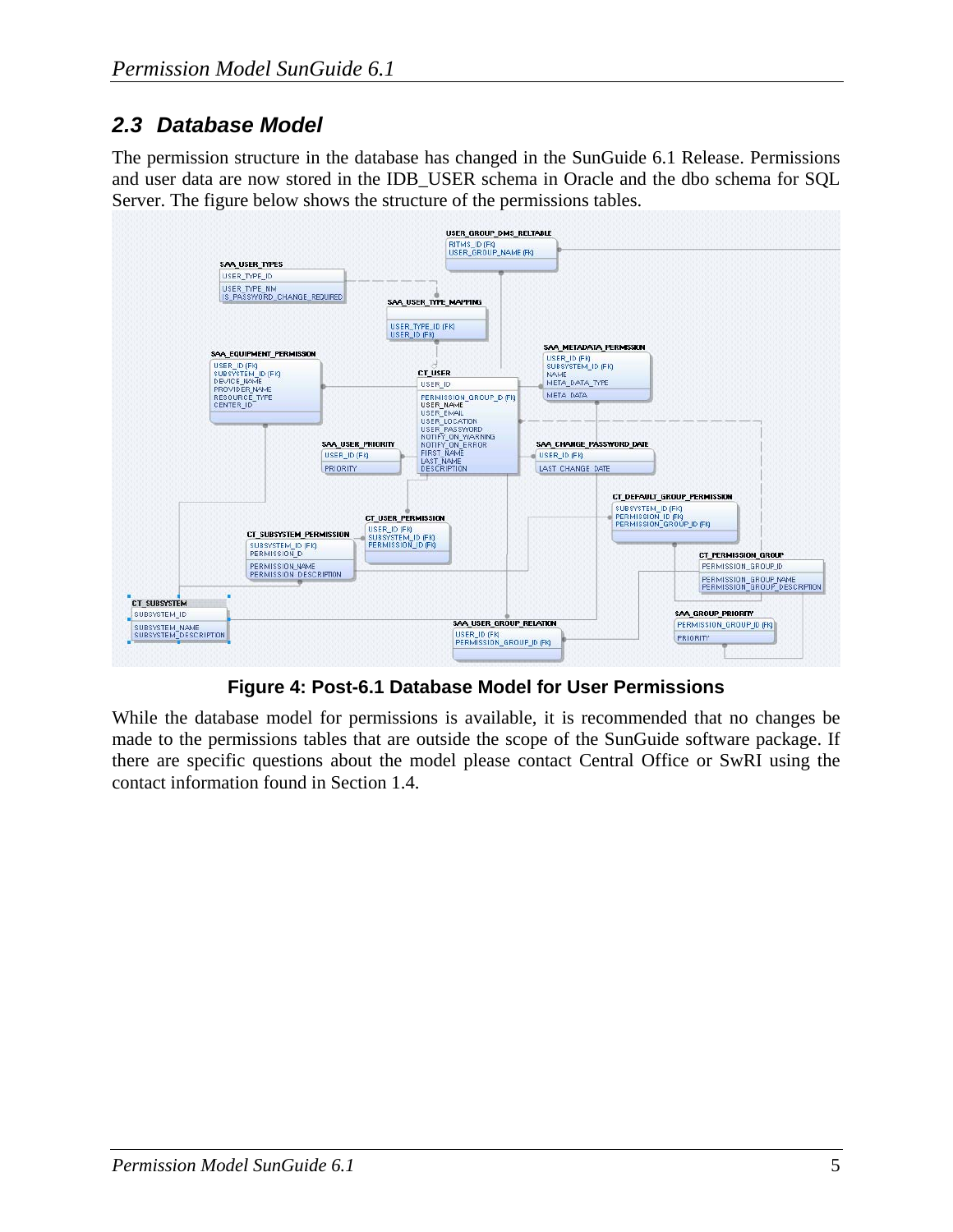## 2.3 Database Model

The permission structure in the database has changed in the SunGuide 6.1 Release. Permissions and user data are now stored in the IDB_USER schema in Oracle and the dbo schema for SQL Server. The figure below shows the structure of the permissions tables.

USER_GROUP_DMS_RELTABLE
RITMS_ID (FK)
USER_GROUP_NAME (FK)

SAA_USER_TYPES
USER_TYPE_ID
USER_TYPE_NM
IS_PASSWORD_CHANGE_REQUIRED

SAA_USER_TYPE_MAPPING
USER_TYPE_ID (FK)
USER_ID (FK)

SAA_EQUIPMENT_PERMISSION
USER_ID (FK)
SUBSYSTEM_ID (FK)
DEVICE_NAME
PROVIDER_NAME
RESOURCE_TYPE
CENTER_ID

CT_USER
USER_ID
PERMISSION_GROUP_ID (FK)
USER_NAME
USER_EMAIL
USER_LOCATION
USER_PASSWORD
NOTIFY_ON_WARNING
NOTIFY_ON_ERROR
FIRST_NAME
LAST_NAME
DESCRIPTION

SAA_METADATA_PERMISSION
USER_ID (FK)
SUBSYSTEM_ID (FK)
NAME
META_DATA_TYPE
META_DATA

SAA_USER_PRIORITY
USER_ID (FK)
PRIORITY

SAA_CHANGE_PASSWORD_DATE
USER_ID (FK)
LAST_CHANGE_DATE

CT_DEFAULT_GROUP_PERMISSION
SUBSYSTEM_ID (FK)
PERMISSION_ID (FK)
PERMISSION_GROUP_ID (FK)

CT_USER_PERMISSION
USER_ID (FK)
SUBSYSTEM_ID (FK)
PERMISSION_ID (FK)

CT_SUBSYSTEM_PERMISSION
SUBSYSTEM_ID (FK)
PERMISSION_ID
PERMISSION_NAME
PERMISSION_DESCRIPTION

CT_PERMISSION_GROUP
PERMISSION_GROUP_ID
PERMISSION_GROUP_NAME
PERMISSION_GROUP_DESCRIPTION

CT_SUBSYSTEM
SUBSYSTEM_ID
SUBSYSTEM_NAME
SUBSYSTEM_DESCRIPTION

SAA_USER_GROUP_RELATION
USER_ID (FK)
PERMISSION_GROUP_ID (FK)

SAA_GROUP_PRIORITY
PERMISSION_GROUP_ID (FK)
PRIORITY

**Figure 4: Post-6.1 Database Model for User Permissions**

While the database model for permissions is available, it is recommended that no changes be made to the permissions tables that are outside the scope of the SunGuide software package. If there are specific questions about the model please contact Central Office or SwRI using the contact information found in Section 1.4.